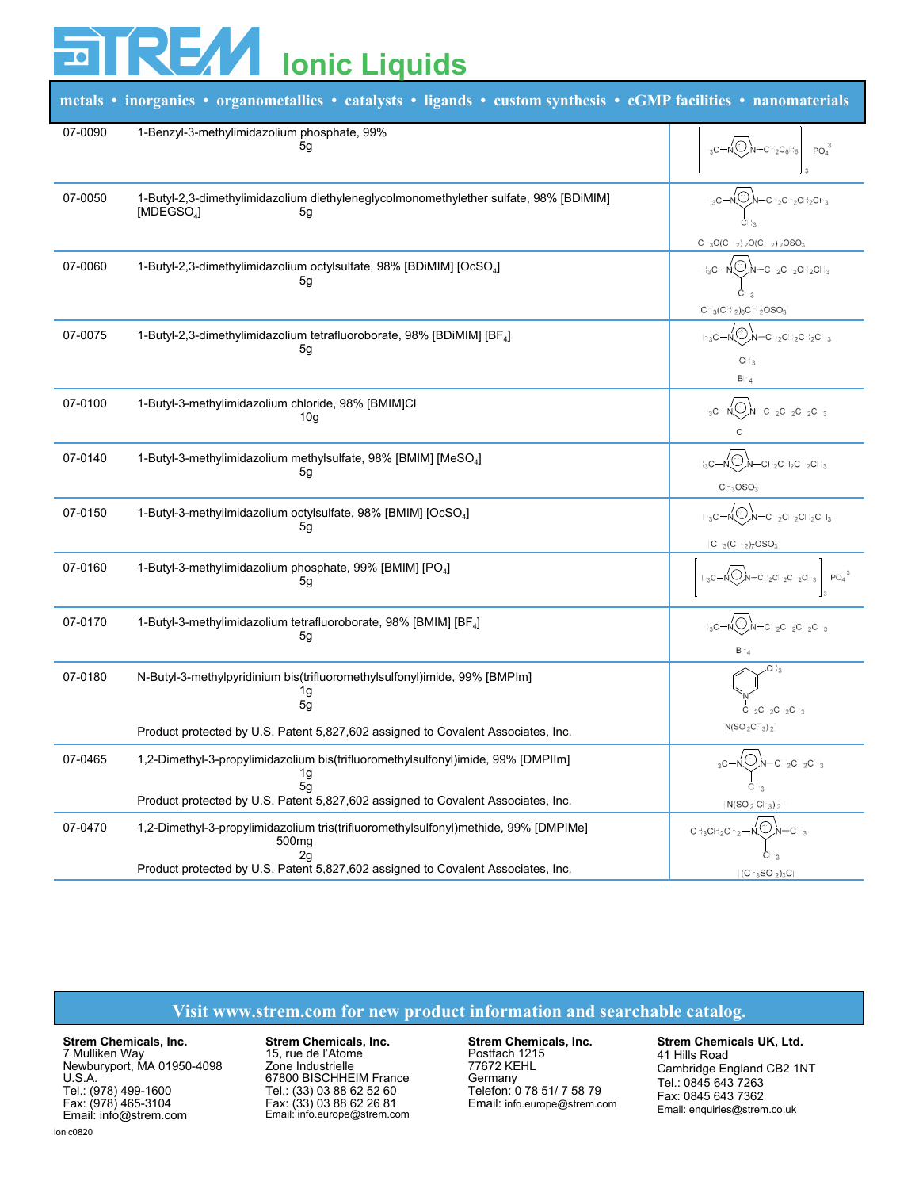# STREM Ionic Liquids

**metals • inorganics • organometallics • catalysts • ligands • custom synthesis • cGMP facilities • nanomaterials**

| Catalog # | Product | Structure |
|---|---|---|
| 07-0090 | 1-Benzyl-3-methylimidazolium phosphate, 99%<br>5g | $[H_3C\text{-}N\text{(imidazolium)}N\text{-}CH_2C_6H_5]_3\ PO_4^{3-}$ |
| 07-0050 | 1-Butyl-2,3-dimethylimidazolium diethyleneglycolmonomethylether sulfate, 98% [BDiMIM] [MDEGSO$_4$]<br>5g | $CH_3O(CH_2)_2O(CH_2)_2OSO_3^-$ |
| 07-0060 | 1-Butyl-2,3-dimethylimidazolium octylsulfate, 98% [BDiMIM] [OcSO$_4$]<br>5g | $CH_3(CH_2)_6CH_2OSO_3^-$ |
| 07-0075 | 1-Butyl-2,3-dimethylimidazolium tetrafluoroborate, 98% [BDiMIM] [BF$_4$]<br>5g | $BF_4^-$ |
| 07-0100 | 1-Butyl-3-methylimidazolium chloride, 98% [BMIM]Cl<br>10g | $Cl^-$ |
| 07-0140 | 1-Butyl-3-methylimidazolium methylsulfate, 98% [BMIM] [MeSO$_4$]<br>5g | $CH_3OSO_3^-$ |
| 07-0150 | 1-Butyl-3-methylimidazolium octylsulfate, 98% [BMIM] [OcSO$_4$]<br>5g | $CH_3(CH_2)_7OSO_3^-$ |
| 07-0160 | 1-Butyl-3-methylimidazolium phosphate, 99% [BMIM] [PO$_4$]<br>5g | $[\ ]_3\ PO_4^{3-}$ |
| 07-0170 | 1-Butyl-3-methylimidazolium tetrafluoroborate, 98% [BMIM] [BF$_4$]<br>5g | $BF_4^-$ |
| 07-0180 | N-Butyl-3-methylpyridinium bis(trifluoromethylsulfonyl)imide, 99% [BMPIm]<br>1g<br>5g<br>Product protected by U.S. Patent 5,827,602 assigned to Covalent Associates, Inc. | $N(SO_2CF_3)_2^-$ |
| 07-0465 | 1,2-Dimethyl-3-propylimidazolium bis(trifluoromethylsulfonyl)imide, 99% [DMPIIm]<br>1g<br>5g<br>Product protected by U.S. Patent 5,827,602 assigned to Covalent Associates, Inc. | $N(SO_2CF_3)_2^-$ |
| 07-0470 | 1,2-Dimethyl-3-propylimidazolium tris(trifluoromethylsulfonyl)methide, 99% [DMPIMe]<br>500mg<br>2g<br>Product protected by U.S. Patent 5,827,602 assigned to Covalent Associates, Inc. | $(CF_3SO_2)_3C^-$ |

**Visit www.strem.com for new product information and searchable catalog.**

**Strem Chemicals, Inc.**
7 Mulliken Way
Newburyport, MA 01950-4098
U.S.A.
Tel.: (978) 499-1600
Fax: (978) 465-3104
Email: info@strem.com

**Strem Chemicals, Inc.**
15, rue de l'Atome
Zone Industrielle
67800 BISCHHEIM France
Tel.: (33) 03 88 62 52 60
Fax: (33) 03 88 62 26 81
Email: info.europe@strem.com

**Strem Chemicals, Inc.**
Postfach 1215
77672 KEHL
Germany
Telefon: 0 78 51/ 7 58 79
Email: info.europe@strem.com

**Strem Chemicals UK, Ltd.**
41 Hills Road
Cambridge England CB2 1NT
Tel.: 0845 643 7263
Fax: 0845 643 7362
Email: enquiries@strem.co.uk

ionic0820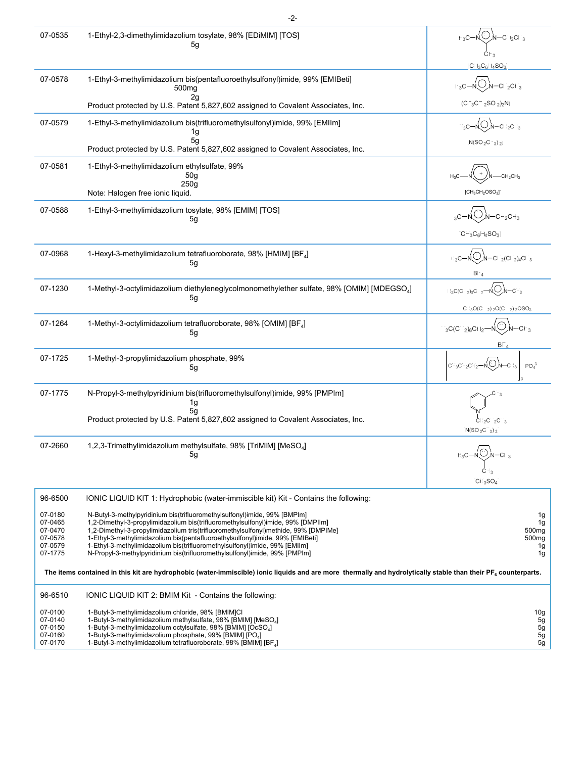| | | |
|---|---|---|
| 07-0535 | 1-Ethyl-2,3-dimethylimidazolium tosylate, 98% [EDiMIM] [TOS]<br>5g | $H_3C-N\bigcirc N-CH_2CH_3$, $CH_3$<br>$[CH_3C_6H_4SO_3]$ |
| 07-0578 | 1-Ethyl-3-methylimidazolium bis(pentafluoroethylsulfonyl)imide, 99% [EMIBeti]<br>500mg<br>2g<br>Product protected by U.S. Patent 5,827,602 assigned to Covalent Associates, Inc. | $H_3C-N\bigcirc N-CH_2CH_3$<br>$(CF_3CF_2SO_2)_2N$ |
| 07-0579 | 1-Ethyl-3-methylimidazolium bis(trifluoromethylsulfonyl)imide, 99% [EMIIm]<br>1g<br>5g<br>Product protected by U.S. Patent 5,827,602 assigned to Covalent Associates, Inc. | $H_3C-N\bigcirc N-CH_2CH_3$<br>$N(SO_2CF_3)_2$ |
| 07-0581 | 1-Ethyl-3-methylimidazolium ethylsulfate, 99%<br>50g<br>250g<br>Note: Halogen free ionic liquid. | $H_3C-N\bigcirc N-CH_2CH_3$<br>$[CH_3CH_2OSO_3]^-$ |
| 07-0588 | 1-Ethyl-3-methylimidazolium tosylate, 98% [EMIM] [TOS]<br>5g | $H_3C-N\bigcirc N-CH_2CH_3$<br>$[CH_3C_6H_4SO_3]$ |
| 07-0968 | 1-Hexyl-3-methylimidazolium tetrafluoroborate, 98% [HMIM] [$BF_4$]<br>5g | $H_3C-N\bigcirc N-CH_2(CH_2)_4CH_3$<br>$BF_4$ |
| 07-1230 | 1-Methyl-3-octylimidazolium diethyleneglycolmonomethylether sulfate, 98% [OMIM] [$MDEGSO_4$]<br>5g | $H_3C(CH_2)_6CH_2-N\bigcirc N-CH_3$<br>$CH_3O(CH_2)_2O(CH_2)_2OSO_3$ |
| 07-1264 | 1-Methyl-3-octylimidazolium tetrafluoroborate, 98% [OMIM] [$BF_4$]<br>5g | $H_3C(CH_2)_6CH_2-N\bigcirc N-CH_3$<br>$BF_4$ |
| 07-1725 | 1-Methyl-3-propylimidazolium phosphate, 99%<br>5g | $[CH_3CH_2CH_2-N\bigcirc N-CH_3]_3$ $PO_4^{3}$ |
| 07-1775 | N-Propyl-3-methylpyridinium bis(trifluoromethylsulfonyl)imide, 99% [PMPIm]<br>1g<br>5g<br>Product protected by U.S. Patent 5,827,602 assigned to Covalent Associates, Inc. | $CH_3$, $CH_2CH_2CH_3$<br>$N(SO_2CF_3)_2$ |
| 07-2660 | 1,2,3-Trimethylimidazolium methylsulfate, 98% [TriMIM] [$MeSO_4$]<br>5g | $H_3C-N\bigcirc N-CH_3$, $CH_3$<br>$CH_3SO_4$ |

**96-6500 IONIC LIQUID KIT 1: Hydrophobic (water-immiscible kit) Kit - Contains the following:**

| | | |
|---|---|---|
| 07-0180 | N-Butyl-3-methylpyridinium bis(trifluoromethylsulfonyl)imide, 99% [BMPIm] | 1g |
| 07-0465 | 1,2-Dimethyl-3-propylimidazolium bis(trifluoromethylsulfonyl)imide, 99% [DMPIIm] | 1g |
| 07-0470 | 1,2-Dimethyl-3-propylimidazolium tris(trifluoromethylsulfonyl)methide, 99% [DMPIMe] | 500mg |
| 07-0578 | 1-Ethyl-3-methylimidazolium bis(pentafluoroethylsulfonyl)imide, 99% [EMIBeti] | 500mg |
| 07-0579 | 1-Ethyl-3-methylimidazolium bis(trifluoromethylsulfonyl)imide, 99% [EMIIm] | 1g |
| 07-1775 | N-Propyl-3-methylpyridinium bis(trifluoromethylsulfonyl)imide, 99% [PMPIm] | 1g |

**The items contained in this kit are hydrophobic (water-immiscible) ionic liquids and are more thermally and hydrolytically stable than their $PF_6$ counterparts.**

**96-6510 IONIC LIQUID KIT 2: BMIM Kit - Contains the following:**

| | | |
|---|---|---|
| 07-0100 | 1-Butyl-3-methylimidazolium chloride, 98% [BMIM]Cl | 10g |
| 07-0140 | 1-Butyl-3-methylimidazolium methylsulfate, 98% [BMIM] [$MeSO_4$] | 5g |
| 07-0150 | 1-Butyl-3-methylimidazolium octylsulfate, 98% [BMIM] [$OcSO_4$] | 5g |
| 07-0160 | 1-Butyl-3-methylimidazolium phosphate, 99% [BMIM] [$PO_4$] | 5g |
| 07-0170 | 1-Butyl-3-methylimidazolium tetrafluoroborate, 98% [BMIM] [$BF_4$] | 5g |